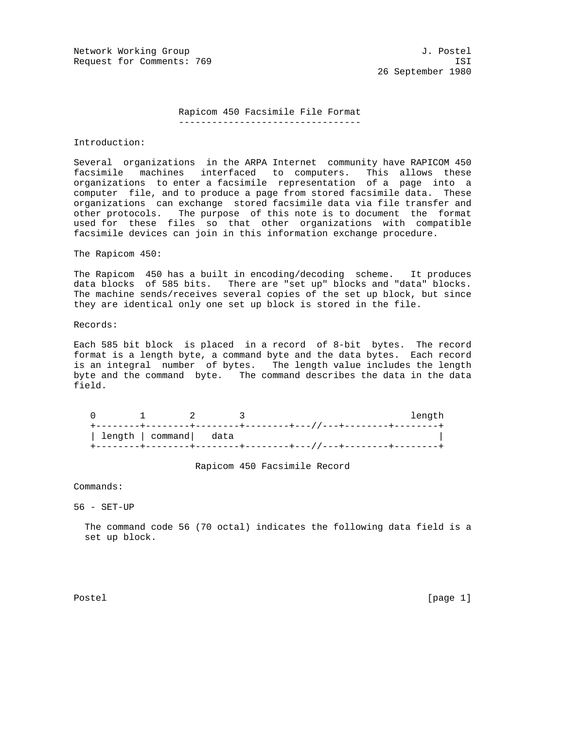Network Working Group J. Postel
Request for Comments: 769 ISI
26 September 1980

# Rapicom 450 Facsimile File Format

## Introduction:

Several organizations in the ARPA Internet community have RAPICOM 450 facsimile machines interfaced to computers. This allows these organizations to enter a facsimile representation of a page into a computer file, and to produce a page from stored facsimile data. These organizations can exchange stored facsimile data via file transfer and other protocols. The purpose of this note is to document the format used for these files so that other organizations with compatible facsimile devices can join in this information exchange procedure.

## The Rapicom 450:

The Rapicom 450 has a built in encoding/decoding scheme. It produces data blocks of 585 bits. There are "set up" blocks and "data" blocks. The machine sends/receives several copies of the set up block, but since they are identical only one set up block is stored in the file.

## Records:

Each 585 bit block is placed in a record of 8-bit bytes. The record format is a length byte, a command byte and the data bytes. Each record is an integral number of bytes. The length value includes the length byte and the command byte. The command describes the data in the data field.

```
 0        1        2        3                             length
+--------+--------+--------+--------+---//---+--------+--------+
| length | command|   data                                     |
+--------+--------+--------+--------+---//---+--------+--------+
```

Rapicom 450 Facsimile Record

## Commands:

56 - SET-UP

The command code 56 (70 octal) indicates the following data field is a set up block.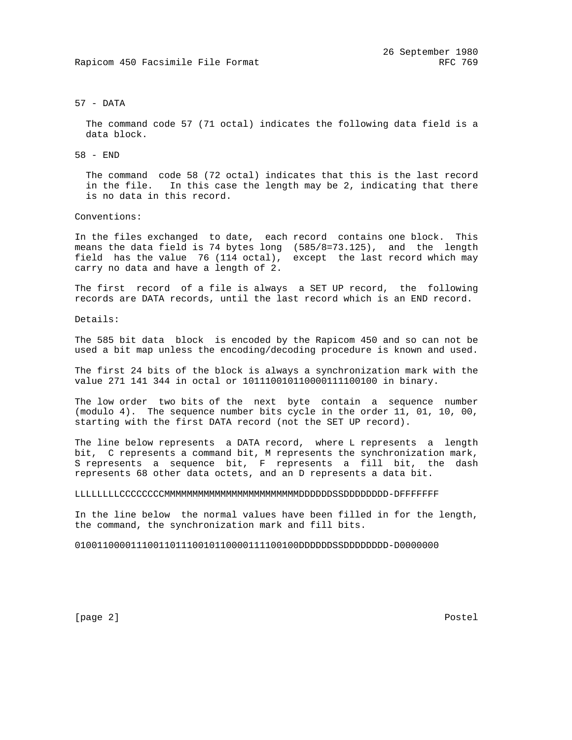57 - DATA

The command code 57 (71 octal) indicates the following data field is a data block.

58 - END

The command code 58 (72 octal) indicates that this is the last record in the file. In this case the length may be 2, indicating that there is no data in this record.

Conventions:

In the files exchanged to date, each record contains one block. This means the data field is 74 bytes long (585/8=73.125), and the length field has the value 76 (114 octal), except the last record which may carry no data and have a length of 2.

The first record of a file is always a SET UP record, the following records are DATA records, until the last record which is an END record.

Details:

The 585 bit data block is encoded by the Rapicom 450 and so can not be used a bit map unless the encoding/decoding procedure is known and used.

The first 24 bits of the block is always a synchronization mark with the value 271 141 344 in octal or 101110010110000111100100 in binary.

The low order two bits of the next byte contain a sequence number (modulo 4). The sequence number bits cycle in the order 11, 01, 10, 00, starting with the first DATA record (not the SET UP record).

The line below represents a DATA record, where L represents a length bit, C represents a command bit, M represents the synchronization mark, S represents a sequence bit, F represents a fill bit, the dash represents 68 other data octets, and an D represents a data bit.

```
LLLLLLLLCCCCCCCCMMMMMMMMMMMMMMMMMMMMMMMMDDDDDDSSDDDDDDDD-DFFFFFFF
```

In the line below the normal values have been filled in for the length, the command, the synchronization mark and fill bits.

```
0100110000111001101110010110000111100100DDDDDDSSDDDDDDDD-D0000000
```